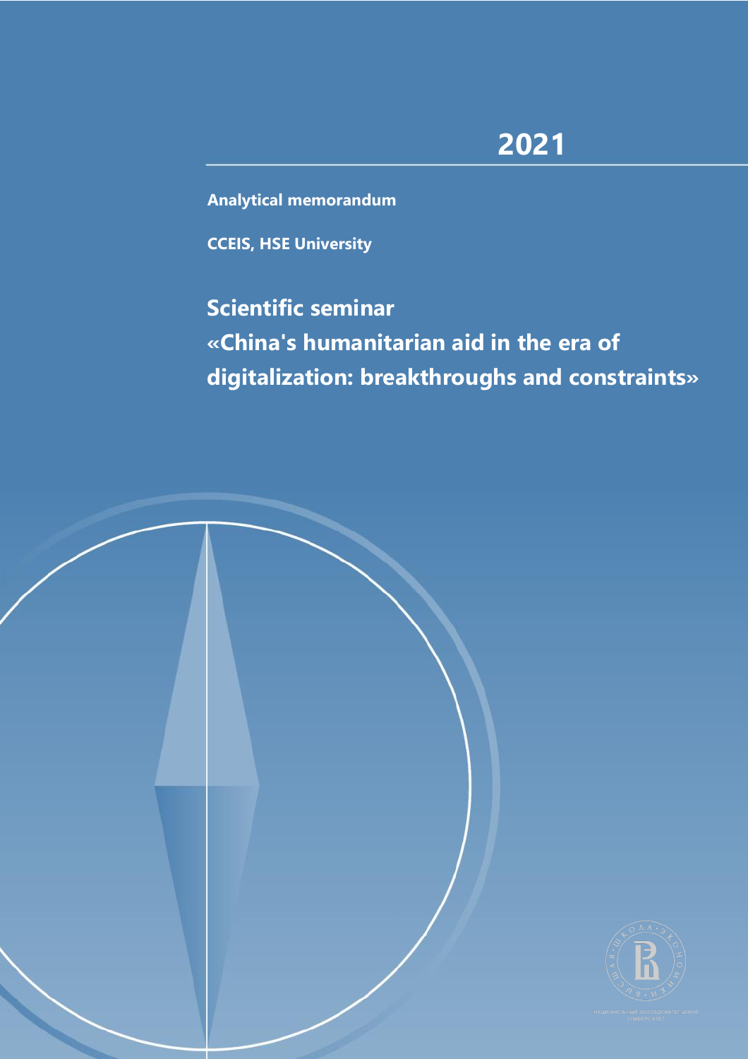2021

**Analytical memorandum**

**CCEIS, HSE University**

# Scientific seminar «China's humanitarian aid in the era of digitalization: breakthroughs and constraints»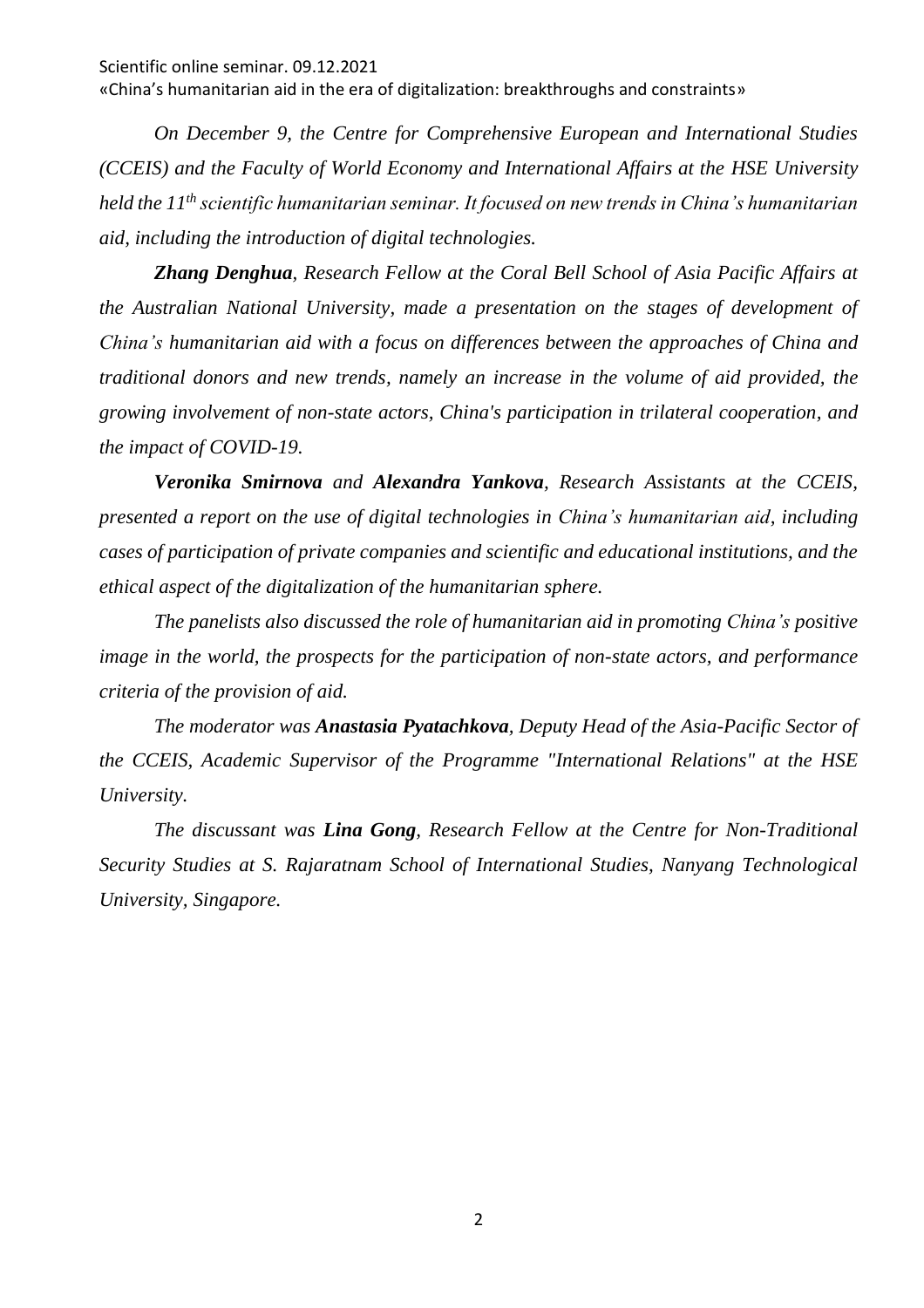*On December 9, the Centre for Comprehensive European and International Studies (CCEIS) and the Faculty of World Economy and International Affairs at the HSE University held the 11th scientific humanitarian seminar. It focused on new trends in China's humanitarian aid, including the introduction of digital technologies.*

***Zhang Denghua**, Research Fellow at the Coral Bell School of Asia Pacific Affairs at the Australian National University, made a presentation on the stages of development of China's humanitarian aid with a focus on differences between the approaches of China and traditional donors and new trends, namely an increase in the volume of aid provided, the growing involvement of non-state actors, China's participation in trilateral cooperation, and the impact of COVID-19.*

***Veronika Smirnova** and **Alexandra Yankova**, Research Assistants at the CCEIS, presented a report on the use of digital technologies in China's humanitarian aid, including cases of participation of private companies and scientific and educational institutions, and the ethical aspect of the digitalization of the humanitarian sphere.*

*The panelists also discussed the role of humanitarian aid in promoting China's positive image in the world, the prospects for the participation of non-state actors, and performance criteria of the provision of aid.*

*The moderator was **Anastasia Pyatachkova**, Deputy Head of the Asia-Pacific Sector of the CCEIS, Academic Supervisor of the Programme "International Relations" at the HSE University.*

*The discussant was **Lina Gong**, Research Fellow at the Centre for Non-Traditional Security Studies at S. Rajaratnam School of International Studies, Nanyang Technological University, Singapore.*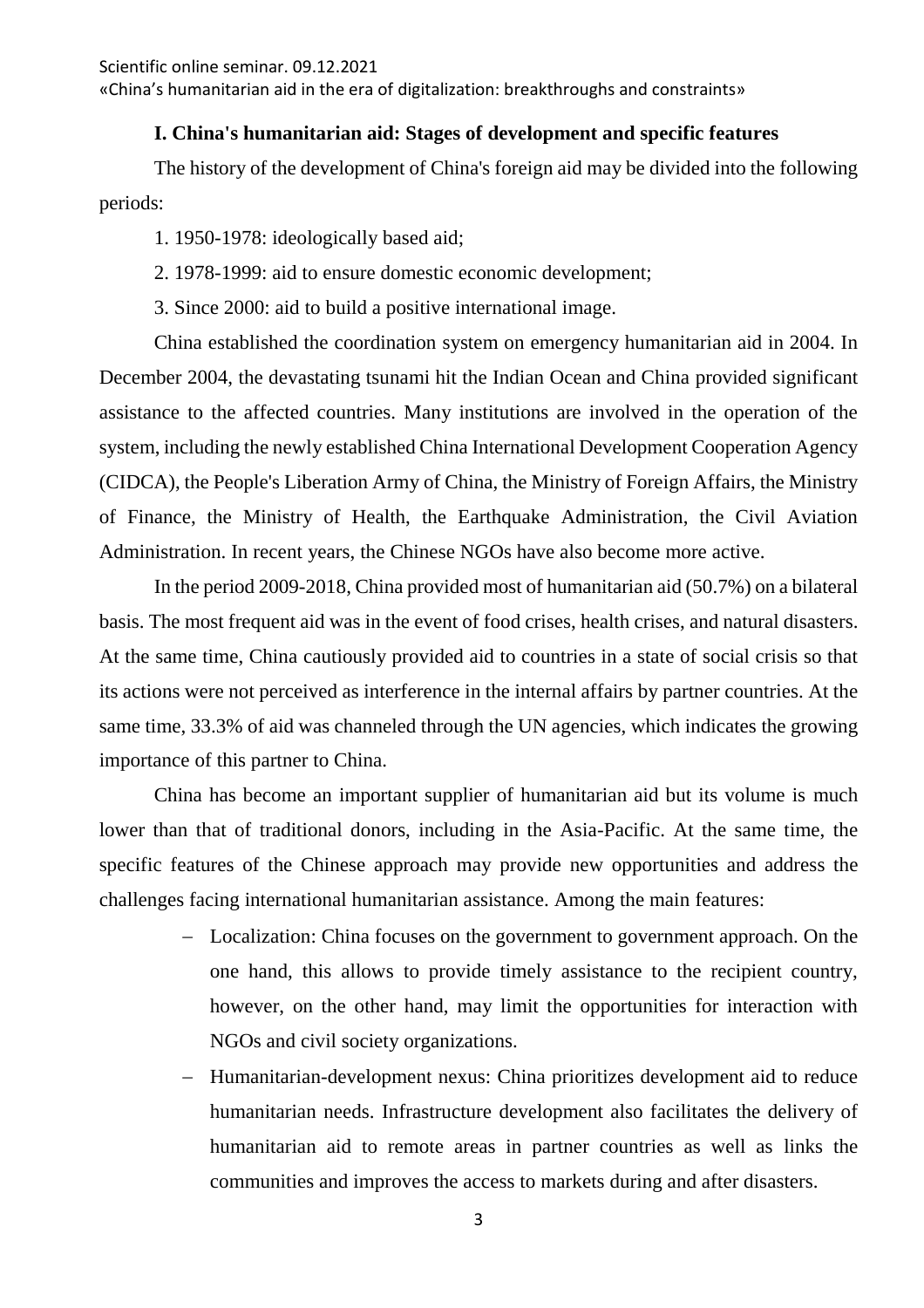## I. China's humanitarian aid: Stages of development and specific features

The history of the development of China's foreign aid may be divided into the following periods:

1. 1950-1978: ideologically based aid;
2. 1978-1999: aid to ensure domestic economic development;
3. Since 2000: aid to build a positive international image.

China established the coordination system on emergency humanitarian aid in 2004. In December 2004, the devastating tsunami hit the Indian Ocean and China provided significant assistance to the affected countries. Many institutions are involved in the operation of the system, including the newly established China International Development Cooperation Agency (CIDCA), the People's Liberation Army of China, the Ministry of Foreign Affairs, the Ministry of Finance, the Ministry of Health, the Earthquake Administration, the Civil Aviation Administration. In recent years, the Chinese NGOs have also become more active.

In the period 2009-2018, China provided most of humanitarian aid (50.7%) on a bilateral basis. The most frequent aid was in the event of food crises, health crises, and natural disasters. At the same time, China cautiously provided aid to countries in a state of social crisis so that its actions were not perceived as interference in the internal affairs by partner countries. At the same time, 33.3% of aid was channeled through the UN agencies, which indicates the growing importance of this partner to China.

China has become an important supplier of humanitarian aid but its volume is much lower than that of traditional donors, including in the Asia-Pacific. At the same time, the specific features of the Chinese approach may provide new opportunities and address the challenges facing international humanitarian assistance. Among the main features:

- Localization: China focuses on the government to government approach. On the one hand, this allows to provide timely assistance to the recipient country, however, on the other hand, may limit the opportunities for interaction with NGOs and civil society organizations.
- Humanitarian-development nexus: China prioritizes development aid to reduce humanitarian needs. Infrastructure development also facilitates the delivery of humanitarian aid to remote areas in partner countries as well as links the communities and improves the access to markets during and after disasters.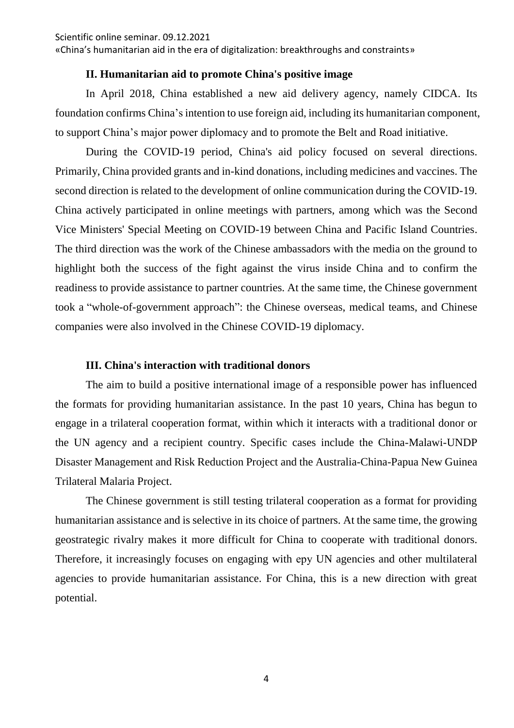## II. Humanitarian aid to promote China's positive image

In April 2018, China established a new aid delivery agency, namely CIDCA. Its foundation confirms China's intention to use foreign aid, including its humanitarian component, to support China's major power diplomacy and to promote the Belt and Road initiative.

During the COVID-19 period, China's aid policy focused on several directions. Primarily, China provided grants and in-kind donations, including medicines and vaccines. The second direction is related to the development of online communication during the COVID-19. China actively participated in online meetings with partners, among which was the Second Vice Ministers' Special Meeting on COVID-19 between China and Pacific Island Countries. The third direction was the work of the Chinese ambassadors with the media on the ground to highlight both the success of the fight against the virus inside China and to confirm the readiness to provide assistance to partner countries. At the same time, the Chinese government took a "whole-of-government approach": the Chinese overseas, medical teams, and Chinese companies were also involved in the Chinese COVID-19 diplomacy.

## III. China's interaction with traditional donors

The aim to build a positive international image of a responsible power has influenced the formats for providing humanitarian assistance. In the past 10 years, China has begun to engage in a trilateral cooperation format, within which it interacts with a traditional donor or the UN agency and a recipient country. Specific cases include the China-Malawi-UNDP Disaster Management and Risk Reduction Project and the Australia-China-Papua New Guinea Trilateral Malaria Project.

The Chinese government is still testing trilateral cooperation as a format for providing humanitarian assistance and is selective in its choice of partners. At the same time, the growing geostrategic rivalry makes it more difficult for China to cooperate with traditional donors. Therefore, it increasingly focuses on engaging with epy UN agencies and other multilateral agencies to provide humanitarian assistance. For China, this is a new direction with great potential.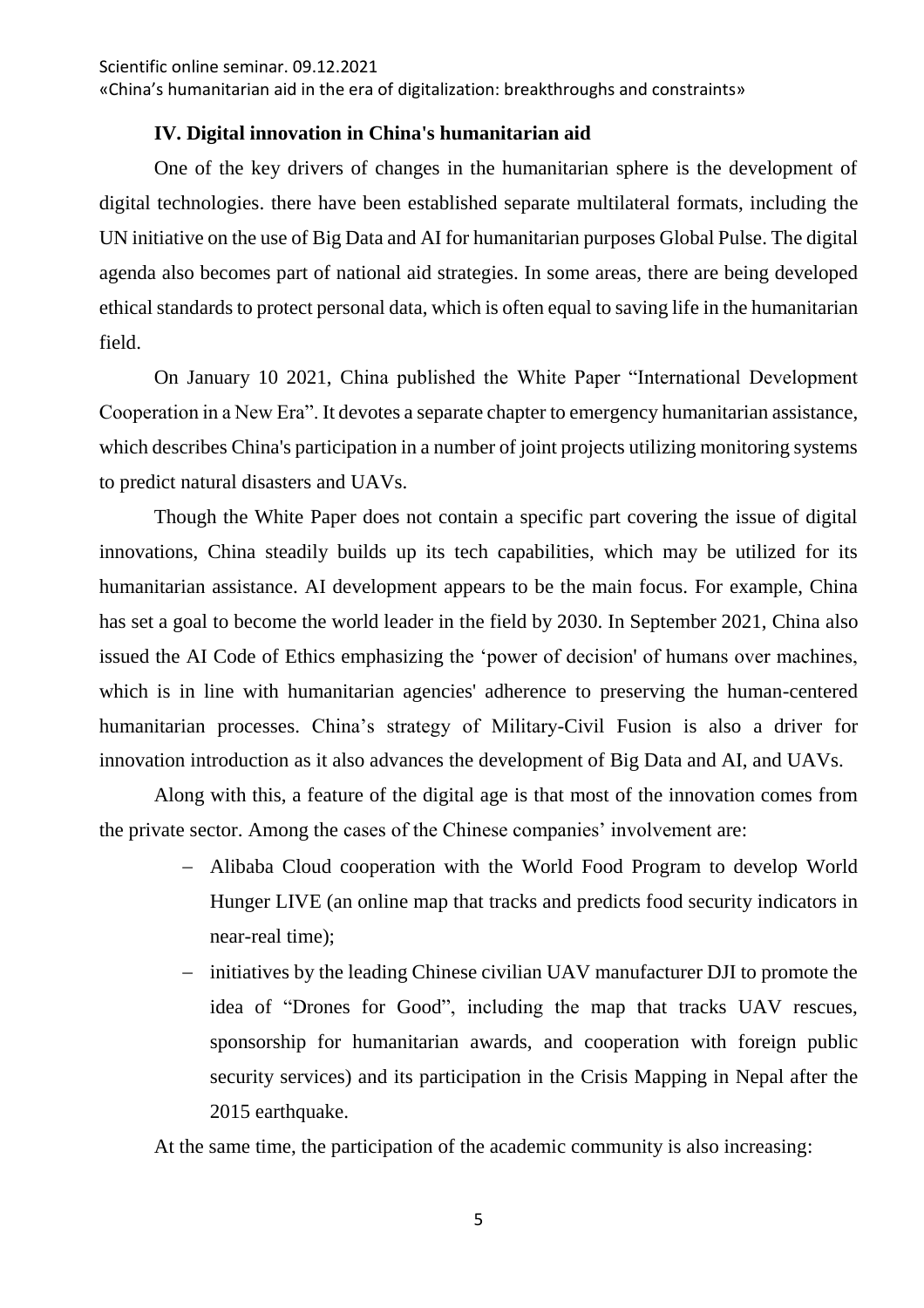### IV. Digital innovation in China's humanitarian aid

One of the key drivers of changes in the humanitarian sphere is the development of digital technologies. there have been established separate multilateral formats, including the UN initiative on the use of Big Data and AI for humanitarian purposes Global Pulse. The digital agenda also becomes part of national aid strategies. In some areas, there are being developed ethical standards to protect personal data, which is often equal to saving life in the humanitarian field.

On January 10 2021, China published the White Paper "International Development Cooperation in a New Era". It devotes a separate chapter to emergency humanitarian assistance, which describes China's participation in a number of joint projects utilizing monitoring systems to predict natural disasters and UAVs.

Though the White Paper does not contain a specific part covering the issue of digital innovations, China steadily builds up its tech capabilities, which may be utilized for its humanitarian assistance. AI development appears to be the main focus. For example, China has set a goal to become the world leader in the field by 2030. In September 2021, China also issued the AI Code of Ethics emphasizing the 'power of decision' of humans over machines, which is in line with humanitarian agencies' adherence to preserving the human-centered humanitarian processes. China's strategy of Military-Civil Fusion is also a driver for innovation introduction as it also advances the development of Big Data and AI, and UAVs.

Along with this, a feature of the digital age is that most of the innovation comes from the private sector. Among the cases of the Chinese companies' involvement are:

- Alibaba Cloud cooperation with the World Food Program to develop World Hunger LIVE (an online map that tracks and predicts food security indicators in near-real time);
- initiatives by the leading Chinese civilian UAV manufacturer DJI to promote the idea of "Drones for Good", including the map that tracks UAV rescues, sponsorship for humanitarian awards, and cooperation with foreign public security services) and its participation in the Crisis Mapping in Nepal after the 2015 earthquake.

At the same time, the participation of the academic community is also increasing: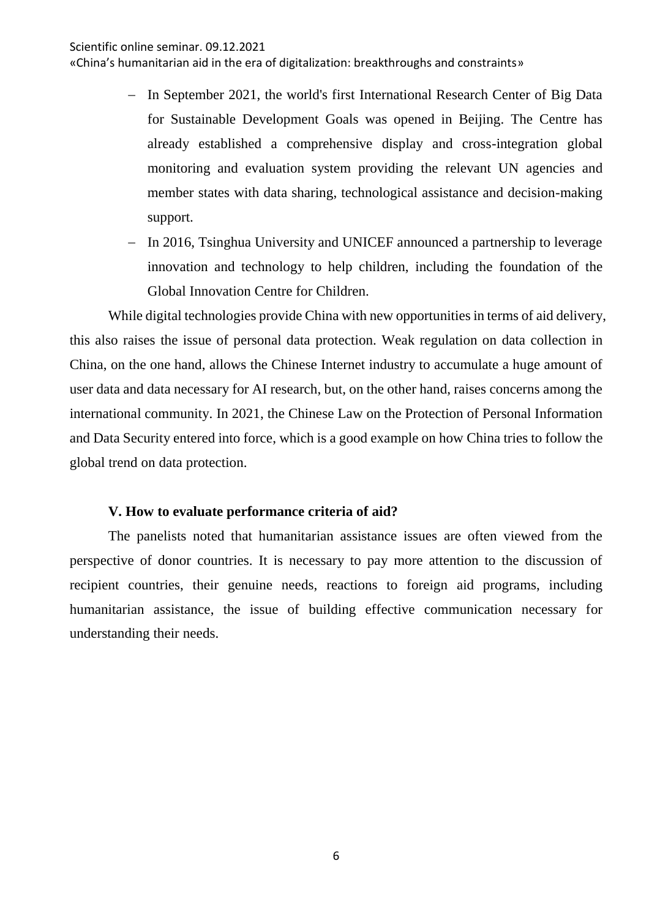- In September 2021, the world's first International Research Center of Big Data for Sustainable Development Goals was opened in Beijing. The Centre has already established a comprehensive display and cross-integration global monitoring and evaluation system providing the relevant UN agencies and member states with data sharing, technological assistance and decision-making support.
- In 2016, Tsinghua University and UNICEF announced a partnership to leverage innovation and technology to help children, including the foundation of the Global Innovation Centre for Children.

While digital technologies provide China with new opportunities in terms of aid delivery, this also raises the issue of personal data protection. Weak regulation on data collection in China, on the one hand, allows the Chinese Internet industry to accumulate a huge amount of user data and data necessary for AI research, but, on the other hand, raises concerns among the international community. In 2021, the Chinese Law on the Protection of Personal Information and Data Security entered into force, which is a good example on how China tries to follow the global trend on data protection.

### V. How to evaluate performance criteria of aid?

The panelists noted that humanitarian assistance issues are often viewed from the perspective of donor countries. It is necessary to pay more attention to the discussion of recipient countries, their genuine needs, reactions to foreign aid programs, including humanitarian assistance, the issue of building effective communication necessary for understanding their needs.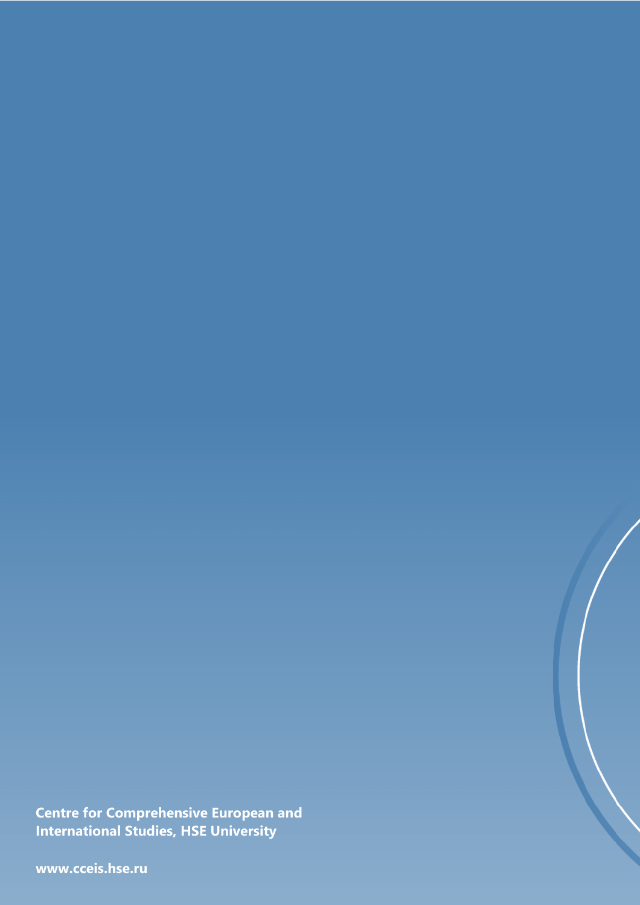**Centre for Comprehensive European and International Studies, HSE University**

**www.cceis.hse.ru**